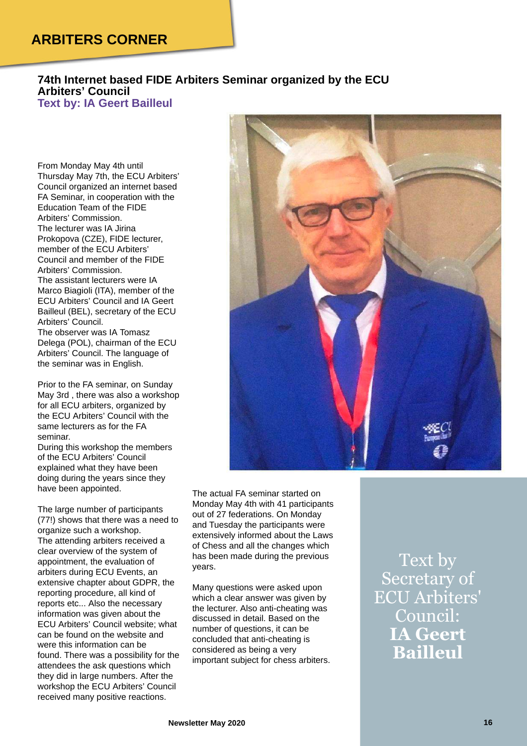# ARBITERS CORNER

## 74th Internet based FIDE Arbiters Seminar organized by the ECU Arbiters' Council

### Text by: IA Geert Bailleul

From Monday May 4th until Thursday May 7th, the ECU Arbiters' Council organized an internet based FA Seminar, in cooperation with the Education Team of the FIDE Arbiters' Commission.
The lecturer was IA Jirina Prokopova (CZE), FIDE lecturer, member of the ECU Arbiters' Council and member of the FIDE Arbiters' Commission.
The assistant lecturers were IA Marco Biagioli (ITA), member of the ECU Arbiters' Council and IA Geert Bailleul (BEL), secretary of the ECU Arbiters' Council.
The observer was IA Tomasz Delega (POL), chairman of the ECU Arbiters' Council. The language of the seminar was in English.

Prior to the FA seminar, on Sunday May 3rd , there was also a workshop for all ECU arbiters, organized by the ECU Arbiters' Council with the same lecturers as for the FA seminar.
During this workshop the members of the ECU Arbiters' Council explained what they have been doing during the years since they have been appointed.

The large number of participants (77!) shows that there was a need to organize such a workshop.
The attending arbiters received a clear overview of the system of appointment, the evaluation of arbiters during ECU Events, an extensive chapter about GDPR, the reporting procedure, all kind of reports etc... Also the necessary information was given about the ECU Arbiters' Council website; what can be found on the website and were this information can be found. There was a possibility for the attendees the ask questions which they did in large numbers. After the workshop the ECU Arbiters' Council received many positive reactions.

The actual FA seminar started on Monday May 4th with 41 participants out of 27 federations. On Monday and Tuesday the participants were extensively informed about the Laws of Chess and all the changes which has been made during the previous years.

Many questions were asked upon which a clear answer was given by the lecturer. Also anti-cheating was discussed in detail. Based on the number of questions, it can be concluded that anti-cheating is considered as being a very important subject for chess arbiters.

Text by Secretary of ECU Arbiters' Council: **IA Geert Bailleul**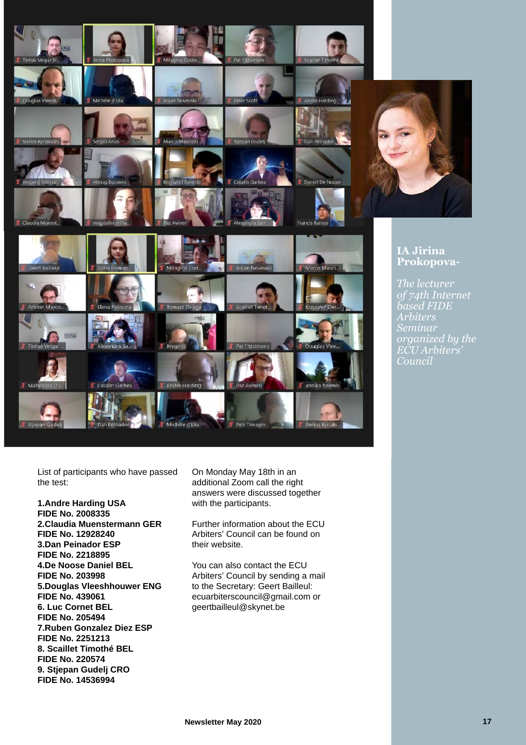**IA Jirina Prokopova-**

*The lecturer of 74th Internet based FIDE Arbiters Seminar organized by the ECU Arbiters' Council*

List of participants who have passed the test:

**1.Andre Harding USA**
**FIDE No. 2008335**
**2.Claudia Muenstermann GER**
**FIDE No. 12928240**
**3.Dan Peinador ESP**
**FIDE No. 2218895**
**4.De Noose Daniel BEL**
**FIDE No. 203998**
**5.Douglas Vleeshhouwer ENG**
**FIDE No. 439061**
**6. Luc Cornet BEL**
**FIDE No. 205494**
**7.Ruben Gonzalez Diez ESP**
**FIDE No. 2251213**
**8. Scaillet Timothé BEL**
**FIDE No. 220574**
**9. Stjepan Gudelj CRO**
**FIDE No. 14536994**

On Monday May 18th in an additional Zoom call the right answers were discussed together with the participants.

Further information about the ECU Arbiters' Council can be found on their website.

You can also contact the ECU Arbiters' Council by sending a mail to the Secretary: Geert Bailleul: ecuarbiterscouncil@gmail.com or geertbailleul@skynet.be